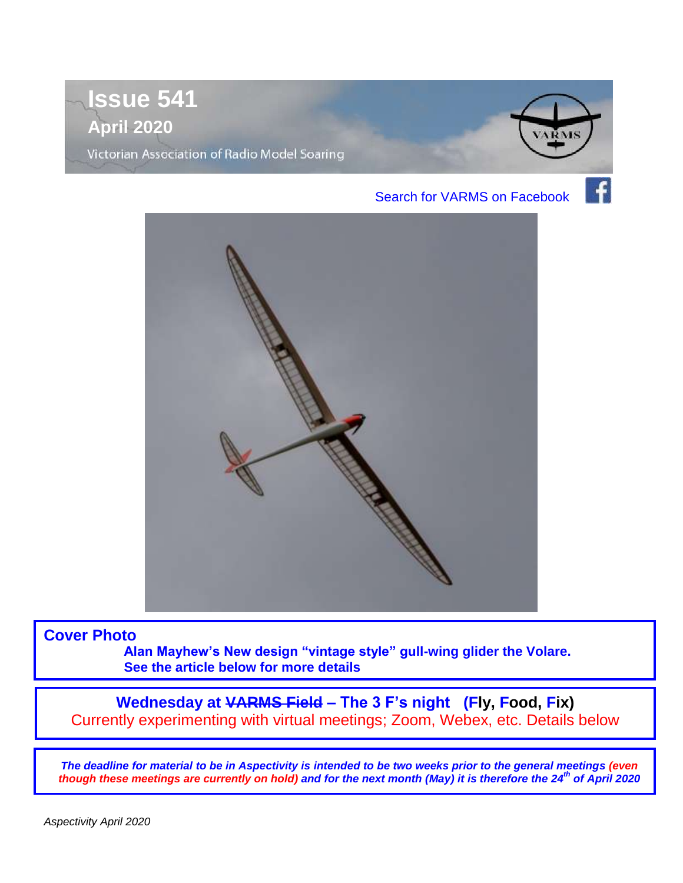# Issue 541

## April 2020

Victorian Association of Radio Model Soaring

Search for VARMS on Facebook

**Cover Photo**

**Alan Mayhew's New design "vintage style" gull-wing glider the Volare.**
**See the article below for more details**

**Wednesday at ~~VARMS Field~~ – The 3 F's night (Fly, Food, Fix)**

Currently experimenting with virtual meetings; Zoom, Webex, etc. Details below

***The deadline for material to be in Aspectivity is intended to be two weeks prior to the general meetings (even though these meetings are currently on hold) and for the next month (May) it is therefore the 24th of April 2020***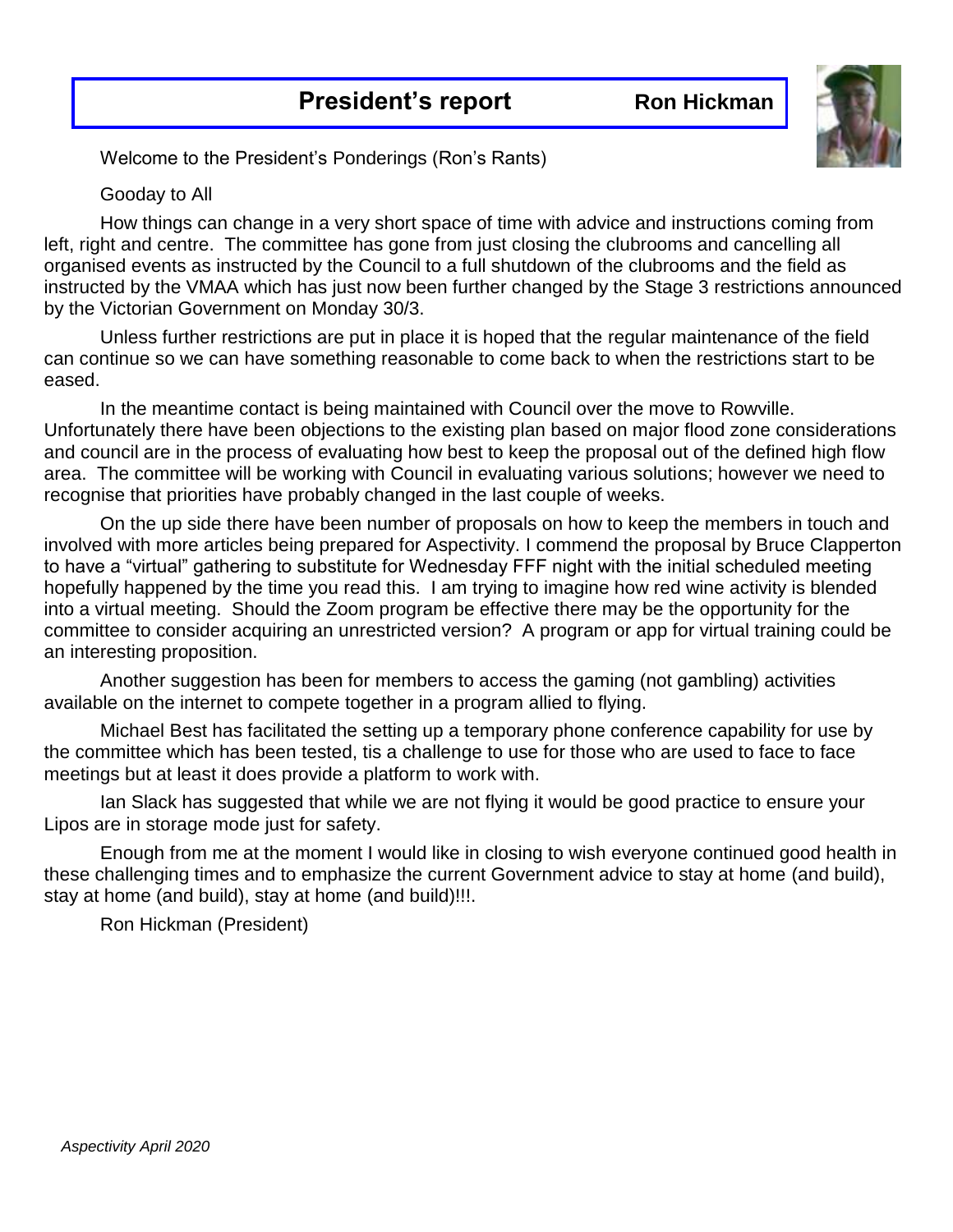## President's report

**Ron Hickman**

Welcome to the President's Ponderings (Ron's Rants)

Gooday to All

How things can change in a very short space of time with advice and instructions coming from left, right and centre. The committee has gone from just closing the clubrooms and cancelling all organised events as instructed by the Council to a full shutdown of the clubrooms and the field as instructed by the VMAA which has just now been further changed by the Stage 3 restrictions announced by the Victorian Government on Monday 30/3.

Unless further restrictions are put in place it is hoped that the regular maintenance of the field can continue so we can have something reasonable to come back to when the restrictions start to be eased.

In the meantime contact is being maintained with Council over the move to Rowville. Unfortunately there have been objections to the existing plan based on major flood zone considerations and council are in the process of evaluating how best to keep the proposal out of the defined high flow area. The committee will be working with Council in evaluating various solutions; however we need to recognise that priorities have probably changed in the last couple of weeks.

On the up side there have been number of proposals on how to keep the members in touch and involved with more articles being prepared for Aspectivity. I commend the proposal by Bruce Clapperton to have a "virtual" gathering to substitute for Wednesday FFF night with the initial scheduled meeting hopefully happened by the time you read this. I am trying to imagine how red wine activity is blended into a virtual meeting. Should the Zoom program be effective there may be the opportunity for the committee to consider acquiring an unrestricted version? A program or app for virtual training could be an interesting proposition.

Another suggestion has been for members to access the gaming (not gambling) activities available on the internet to compete together in a program allied to flying.

Michael Best has facilitated the setting up a temporary phone conference capability for use by the committee which has been tested, tis a challenge to use for those who are used to face to face meetings but at least it does provide a platform to work with.

Ian Slack has suggested that while we are not flying it would be good practice to ensure your Lipos are in storage mode just for safety.

Enough from me at the moment I would like in closing to wish everyone continued good health in these challenging times and to emphasize the current Government advice to stay at home (and build), stay at home (and build), stay at home (and build)!!!.

Ron Hickman (President)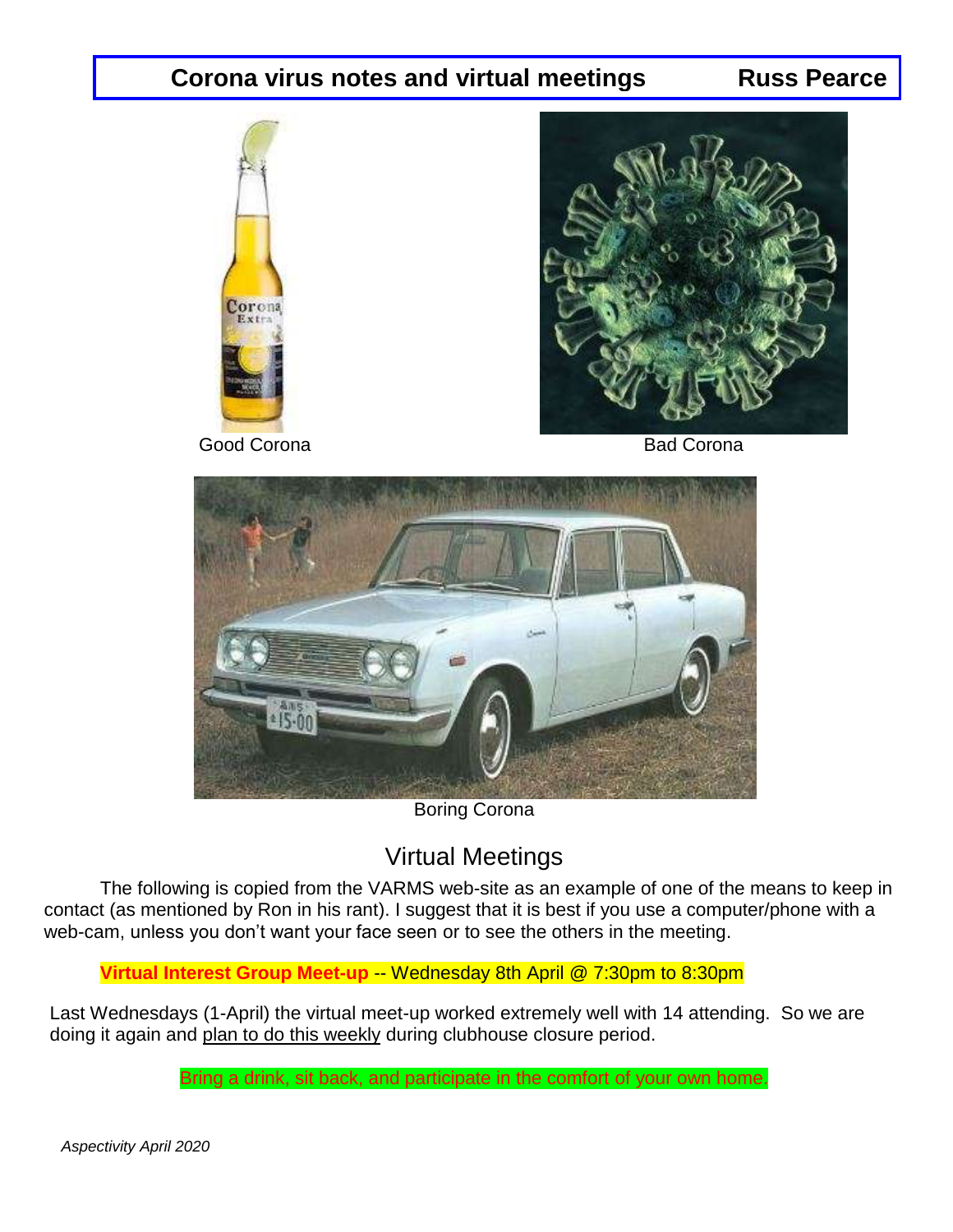## Corona virus notes and virtual meetings — Russ Pearce

Good Corona

Bad Corona

Boring Corona

## Virtual Meetings

The following is copied from the VARMS web-site as an example of one of the means to keep in contact (as mentioned by Ron in his rant). I suggest that it is best if you use a computer/phone with a web-cam, unless you don't want your face seen or to see the others in the meeting.

**Virtual Interest Group Meet-up** -- Wednesday 8th April @ 7:30pm to 8:30pm

Last Wednesdays (1-April) the virtual meet-up worked extremely well with 14 attending. So we are doing it again and plan to do this weekly during clubhouse closure period.

Bring a drink, sit back, and participate in the comfort of your own home.

*Aspectivity April 2020*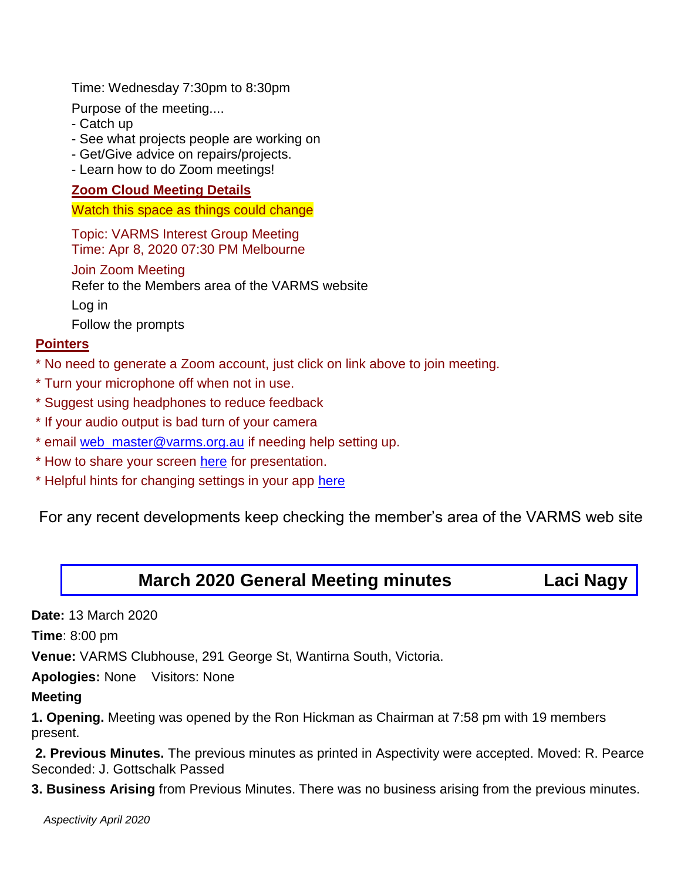Time: Wednesday 7:30pm to 8:30pm

Purpose of the meeting....
- Catch up
- See what projects people are working on
- Get/Give advice on repairs/projects.
- Learn how to do Zoom meetings!

**Zoom Cloud Meeting Details**

Watch this space as things could change

Topic: VARMS Interest Group Meeting
Time: Apr 8, 2020 07:30 PM Melbourne

Join Zoom Meeting
Refer to the Members area of the VARMS website

Log in

Follow the prompts

**Pointers**

* No need to generate a Zoom account, just click on link above to join meeting.
* Turn your microphone off when not in use.
* Suggest using headphones to reduce feedback
* If your audio output is bad turn of your camera
* email web_master@varms.org.au if needing help setting up.
* How to share your screen here for presentation.
* Helpful hints for changing settings in your app here

For any recent developments keep checking the member's area of the VARMS web site

## March 2020 General Meeting minutes — Laci Nagy

**Date:** 13 March 2020

**Time**: 8:00 pm

**Venue:** VARMS Clubhouse, 291 George St, Wantirna South, Victoria.

**Apologies:** None Visitors: None

**Meeting**

**1. Opening.** Meeting was opened by the Ron Hickman as Chairman at 7:58 pm with 19 members present.

**2. Previous Minutes.** The previous minutes as printed in Aspectivity were accepted. Moved: R. Pearce Seconded: J. Gottschalk Passed

**3. Business Arising** from Previous Minutes. There was no business arising from the previous minutes.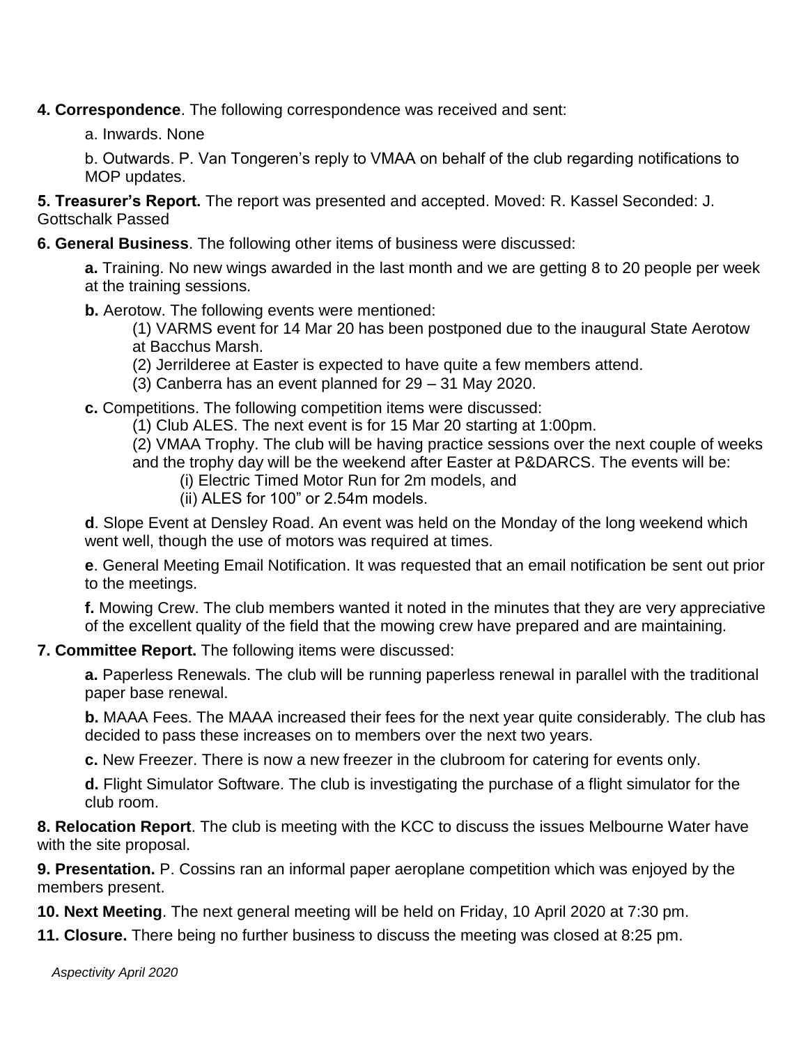**4. Correspondence**. The following correspondence was received and sent:

a. Inwards. None

b. Outwards. P. Van Tongeren's reply to VMAA on behalf of the club regarding notifications to MOP updates.

**5. Treasurer's Report.** The report was presented and accepted. Moved: R. Kassel Seconded: J. Gottschalk Passed

**6. General Business**. The following other items of business were discussed:

**a.** Training. No new wings awarded in the last month and we are getting 8 to 20 people per week at the training sessions.

**b.** Aerotow. The following events were mentioned:

(1) VARMS event for 14 Mar 20 has been postponed due to the inaugural State Aerotow at Bacchus Marsh.

(2) Jerrilderee at Easter is expected to have quite a few members attend.

(3) Canberra has an event planned for 29 – 31 May 2020.

**c.** Competitions. The following competition items were discussed:

(1) Club ALES. The next event is for 15 Mar 20 starting at 1:00pm.

(2) VMAA Trophy. The club will be having practice sessions over the next couple of weeks and the trophy day will be the weekend after Easter at P&DARCS. The events will be:

(i) Electric Timed Motor Run for 2m models, and

(ii) ALES for 100" or 2.54m models.

**d**. Slope Event at Densley Road. An event was held on the Monday of the long weekend which went well, though the use of motors was required at times.

**e**. General Meeting Email Notification. It was requested that an email notification be sent out prior to the meetings.

**f.** Mowing Crew. The club members wanted it noted in the minutes that they are very appreciative of the excellent quality of the field that the mowing crew have prepared and are maintaining.

**7. Committee Report.** The following items were discussed:

**a.** Paperless Renewals. The club will be running paperless renewal in parallel with the traditional paper base renewal.

**b.** MAAA Fees. The MAAA increased their fees for the next year quite considerably. The club has decided to pass these increases on to members over the next two years.

**c.** New Freezer. There is now a new freezer in the clubroom for catering for events only.

**d.** Flight Simulator Software. The club is investigating the purchase of a flight simulator for the club room.

**8. Relocation Report**. The club is meeting with the KCC to discuss the issues Melbourne Water have with the site proposal.

**9. Presentation.** P. Cossins ran an informal paper aeroplane competition which was enjoyed by the members present.

**10. Next Meeting**. The next general meeting will be held on Friday, 10 April 2020 at 7:30 pm.

**11. Closure.** There being no further business to discuss the meeting was closed at 8:25 pm.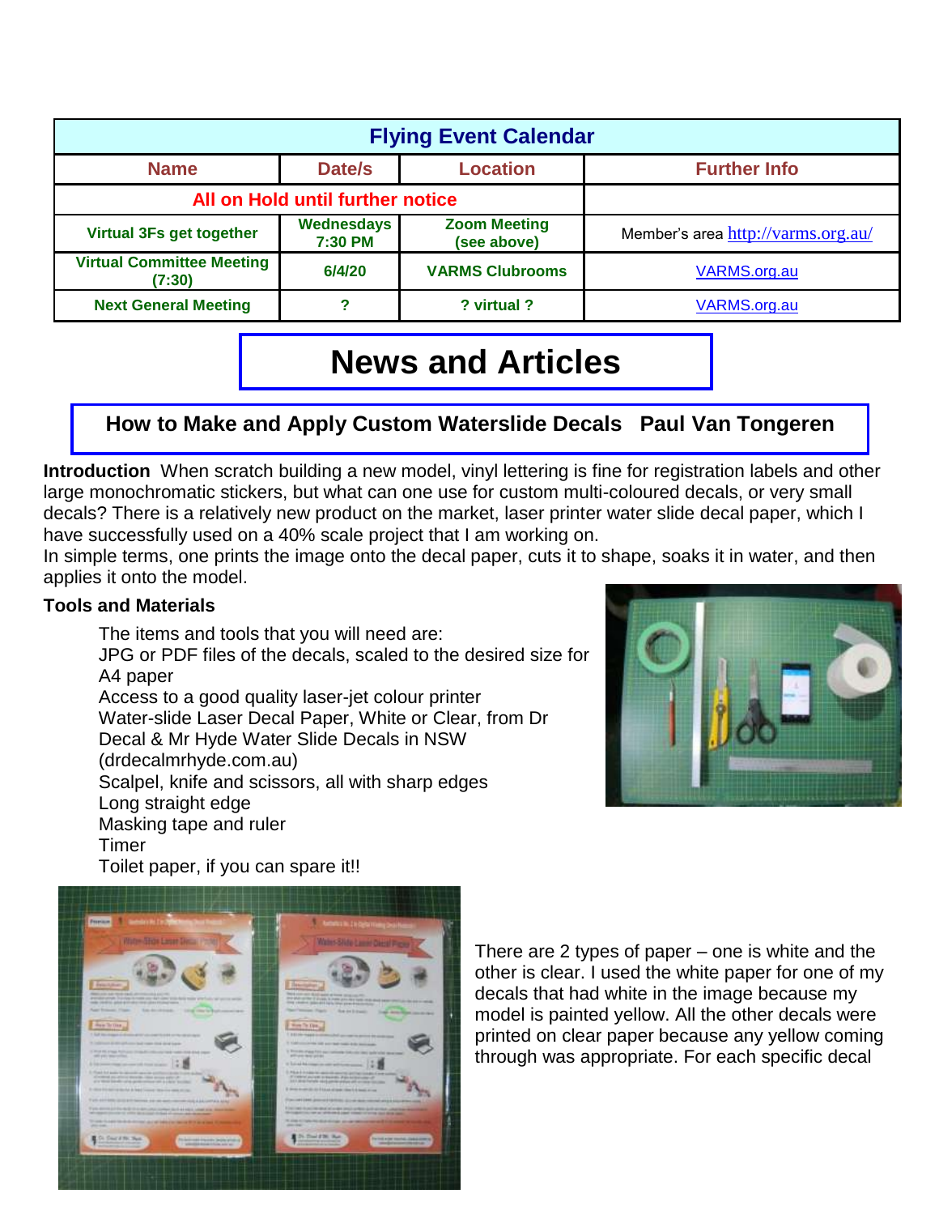| Flying Event Calendar | | | |
|---|---|---|---|
| **Name** | **Date/s** | **Location** | **Further Info** |
| **All on Hold until further notice** | | | |
| **Virtual 3Fs get together** | **Wednesdays 7:30 PM** | **Zoom Meeting (see above)** | Member's area http://varms.org.au/ |
| **Virtual Committee Meeting (7:30)** | **6/4/20** | **VARMS Clubrooms** | VARMS.org.au |
| **Next General Meeting** | **?** | **? virtual ?** | VARMS.org.au |

# News and Articles

## How to Make and Apply Custom Waterslide Decals   Paul Van Tongeren

**Introduction** When scratch building a new model, vinyl lettering is fine for registration labels and other large monochromatic stickers, but what can one use for custom multi-coloured decals, or very small decals? There is a relatively new product on the market, laser printer water slide decal paper, which I have successfully used on a 40% scale project that I am working on.
In simple terms, one prints the image onto the decal paper, cuts it to shape, soaks it in water, and then applies it onto the model.

**Tools and Materials**

The items and tools that you will need are:
JPG or PDF files of the decals, scaled to the desired size for A4 paper
Access to a good quality laser-jet colour printer
Water-slide Laser Decal Paper, White or Clear, from Dr Decal & Mr Hyde Water Slide Decals in NSW (drdecalmrhyde.com.au)
Scalpel, knife and scissors, all with sharp edges
Long straight edge
Masking tape and ruler
Timer
Toilet paper, if you can spare it!!

There are 2 types of paper – one is white and the other is clear. I used the white paper for one of my decals that had white in the image because my model is painted yellow. All the other decals were printed on clear paper because any yellow coming through was appropriate. For each specific decal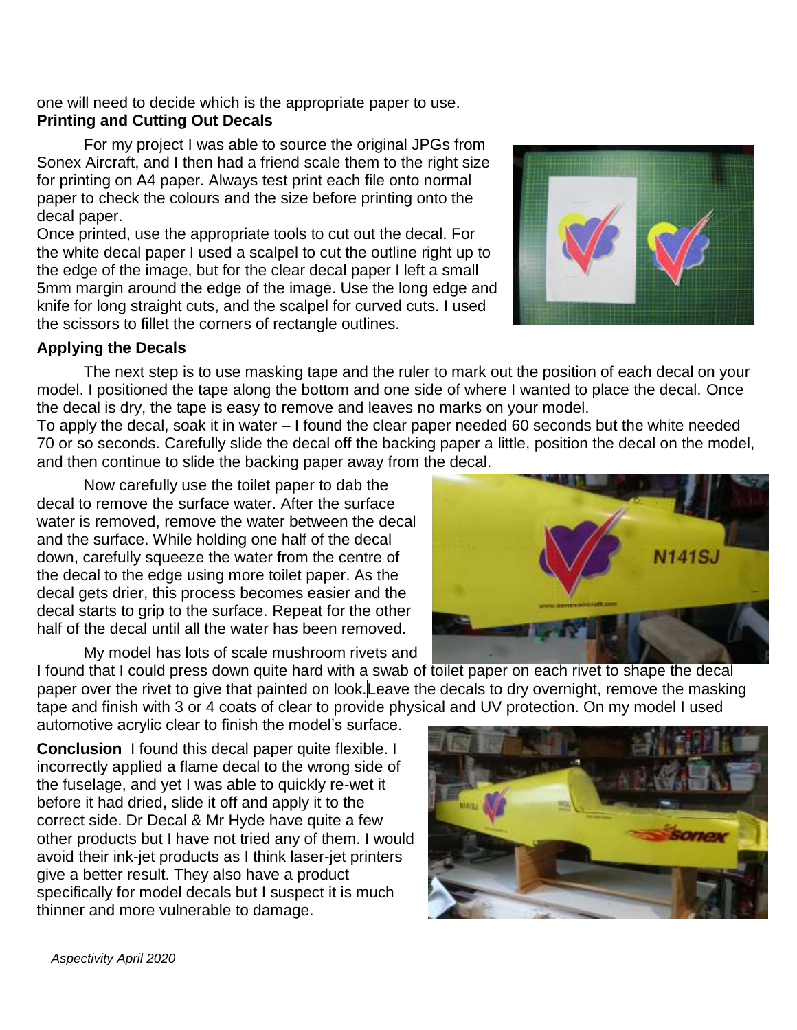one will need to decide which is the appropriate paper to use.

**Printing and Cutting Out Decals**

For my project I was able to source the original JPGs from Sonex Aircraft, and I then had a friend scale them to the right size for printing on A4 paper. Always test print each file onto normal paper to check the colours and the size before printing onto the decal paper.

Once printed, use the appropriate tools to cut out the decal. For the white decal paper I used a scalpel to cut the outline right up to the edge of the image, but for the clear decal paper I left a small 5mm margin around the edge of the image. Use the long edge and knife for long straight cuts, and the scalpel for curved cuts. I used the scissors to fillet the corners of rectangle outlines.

**Applying the Decals**

The next step is to use masking tape and the ruler to mark out the position of each decal on your model. I positioned the tape along the bottom and one side of where I wanted to place the decal. Once the decal is dry, the tape is easy to remove and leaves no marks on your model.

To apply the decal, soak it in water – I found the clear paper needed 60 seconds but the white needed 70 or so seconds. Carefully slide the decal off the backing paper a little, position the decal on the model, and then continue to slide the backing paper away from the decal.

Now carefully use the toilet paper to dab the decal to remove the surface water. After the surface water is removed, remove the water between the decal and the surface. While holding one half of the decal down, carefully squeeze the water from the centre of the decal to the edge using more toilet paper. As the decal gets drier, this process becomes easier and the decal starts to grip to the surface. Repeat for the other half of the decal until all the water has been removed.

My model has lots of scale mushroom rivets and I found that I could press down quite hard with a swab of toilet paper on each rivet to shape the decal paper over the rivet to give that painted on look. Leave the decals to dry overnight, remove the masking tape and finish with 3 or 4 coats of clear to provide physical and UV protection. On my model I used automotive acrylic clear to finish the model's surface.

**Conclusion** I found this decal paper quite flexible. I incorrectly applied a flame decal to the wrong side of the fuselage, and yet I was able to quickly re-wet it before it had dried, slide it off and apply it to the correct side. Dr Decal & Mr Hyde have quite a few other products but I have not tried any of them. I would avoid their ink-jet products as I think laser-jet printers give a better result. They also have a product specifically for model decals but I suspect it is much thinner and more vulnerable to damage.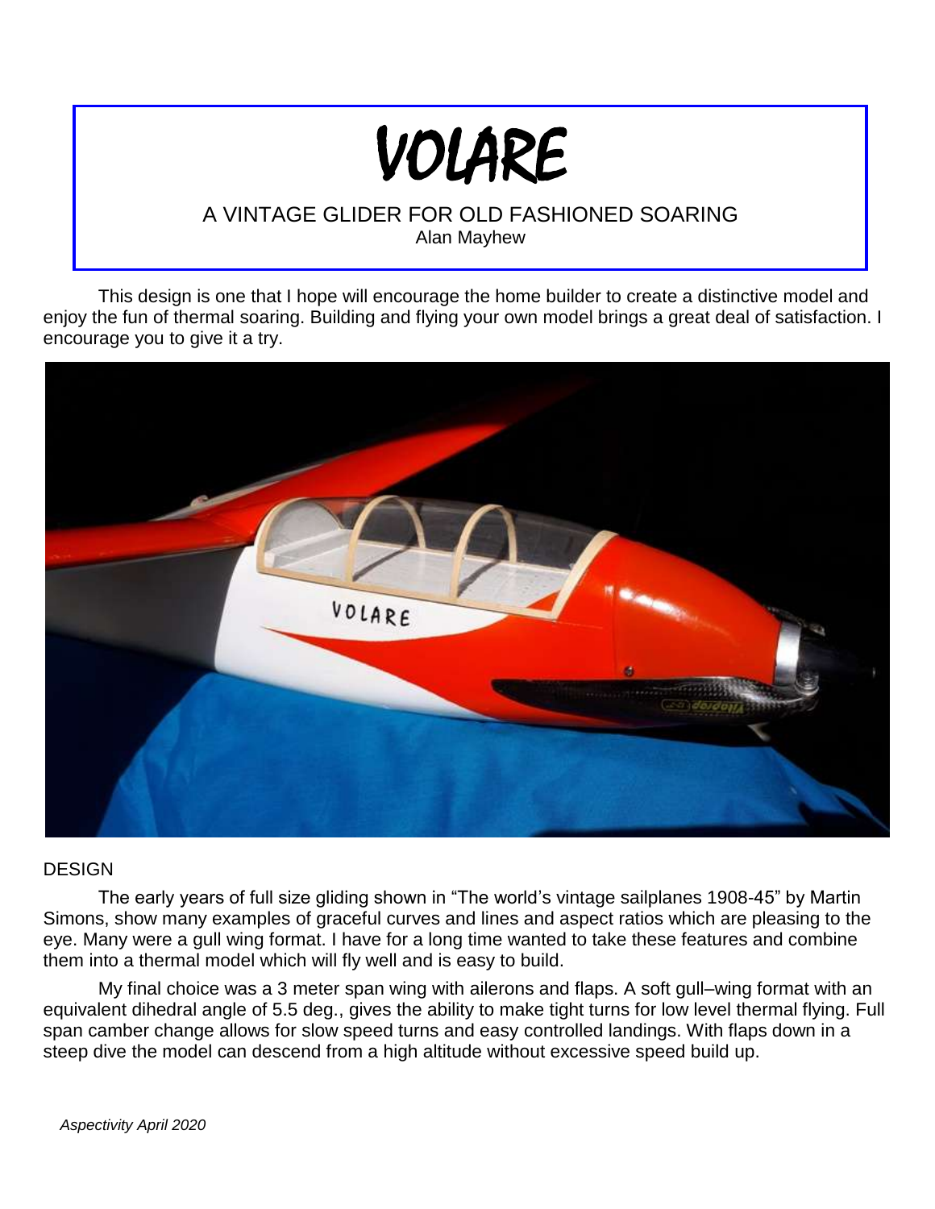# VOLARE

## A VINTAGE GLIDER FOR OLD FASHIONED SOARING

Alan Mayhew

This design is one that I hope will encourage the home builder to create a distinctive model and enjoy the fun of thermal soaring. Building and flying your own model brings a great deal of satisfaction. I encourage you to give it a try.

### DESIGN

The early years of full size gliding shown in "The world's vintage sailplanes 1908-45" by Martin Simons, show many examples of graceful curves and lines and aspect ratios which are pleasing to the eye. Many were a gull wing format. I have for a long time wanted to take these features and combine them into a thermal model which will fly well and is easy to build.

My final choice was a 3 meter span wing with ailerons and flaps. A soft gull–wing format with an equivalent dihedral angle of 5.5 deg., gives the ability to make tight turns for low level thermal flying. Full span camber change allows for slow speed turns and easy controlled landings. With flaps down in a steep dive the model can descend from a high altitude without excessive speed build up.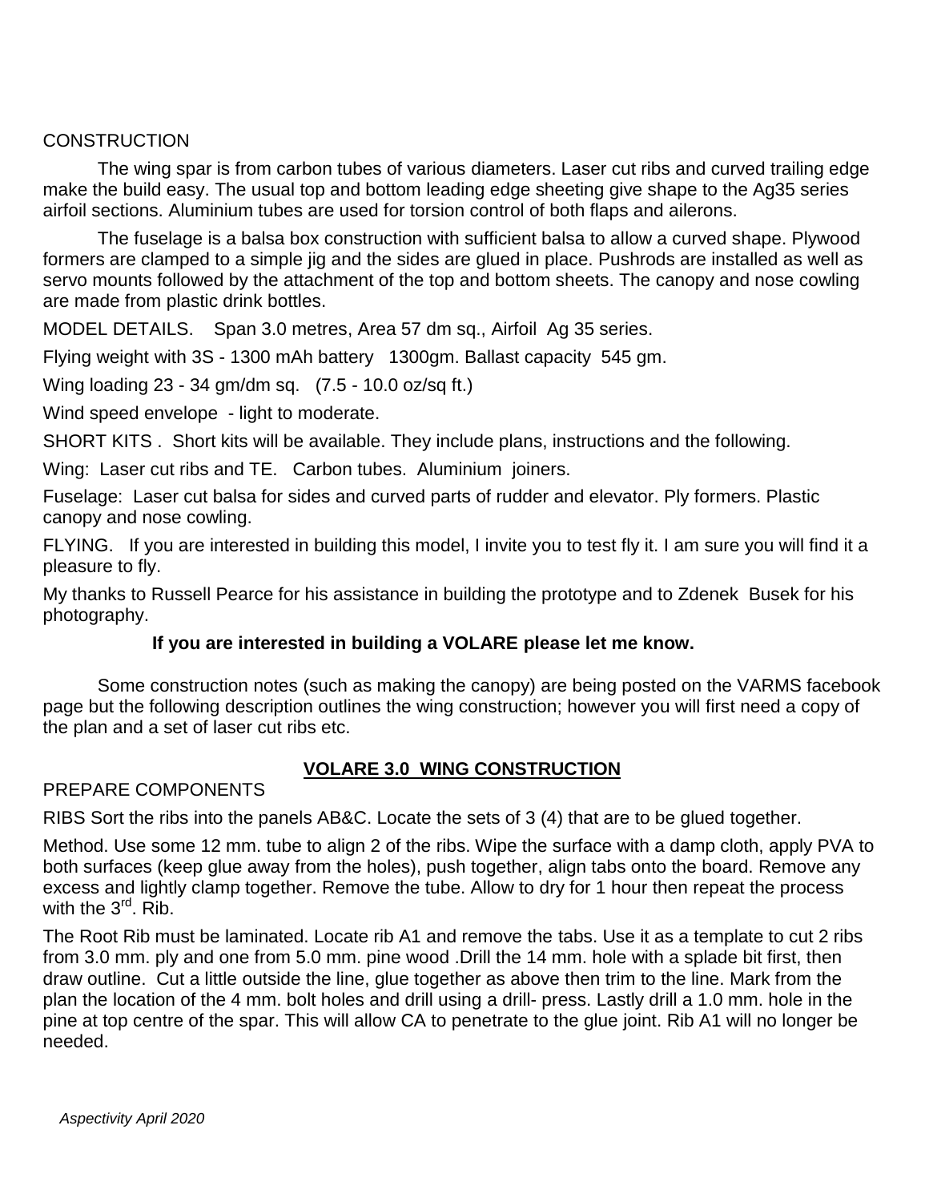CONSTRUCTION

The wing spar is from carbon tubes of various diameters. Laser cut ribs and curved trailing edge make the build easy. The usual top and bottom leading edge sheeting give shape to the Ag35 series airfoil sections. Aluminium tubes are used for torsion control of both flaps and ailerons.

The fuselage is a balsa box construction with sufficient balsa to allow a curved shape. Plywood formers are clamped to a simple jig and the sides are glued in place. Pushrods are installed as well as servo mounts followed by the attachment of the top and bottom sheets. The canopy and nose cowling are made from plastic drink bottles.

MODEL DETAILS. Span 3.0 metres, Area 57 dm sq., Airfoil Ag 35 series.

Flying weight with 3S - 1300 mAh battery 1300gm. Ballast capacity 545 gm.

Wing loading 23 - 34 gm/dm sq. (7.5 - 10.0 oz/sq ft.)

Wind speed envelope - light to moderate.

SHORT KITS . Short kits will be available. They include plans, instructions and the following.

Wing: Laser cut ribs and TE. Carbon tubes. Aluminium joiners.

Fuselage: Laser cut balsa for sides and curved parts of rudder and elevator. Ply formers. Plastic canopy and nose cowling.

FLYING. If you are interested in building this model, I invite you to test fly it. I am sure you will find it a pleasure to fly.

My thanks to Russell Pearce for his assistance in building the prototype and to Zdenek Busek for his photography.

**If you are interested in building a VOLARE please let me know.**

Some construction notes (such as making the canopy) are being posted on the VARMS facebook page but the following description outlines the wing construction; however you will first need a copy of the plan and a set of laser cut ribs etc.

## VOLARE 3.0 WING CONSTRUCTION

PREPARE COMPONENTS

RIBS Sort the ribs into the panels AB&C. Locate the sets of 3 (4) that are to be glued together.

Method. Use some 12 mm. tube to align 2 of the ribs. Wipe the surface with a damp cloth, apply PVA to both surfaces (keep glue away from the holes), push together, align tabs onto the board. Remove any excess and lightly clamp together. Remove the tube. Allow to dry for 1 hour then repeat the process with the 3rd. Rib.

The Root Rib must be laminated. Locate rib A1 and remove the tabs. Use it as a template to cut 2 ribs from 3.0 mm. ply and one from 5.0 mm. pine wood .Drill the 14 mm. hole with a splade bit first, then draw outline. Cut a little outside the line, glue together as above then trim to the line. Mark from the plan the location of the 4 mm. bolt holes and drill using a drill- press. Lastly drill a 1.0 mm. hole in the pine at top centre of the spar. This will allow CA to penetrate to the glue joint. Rib A1 will no longer be needed.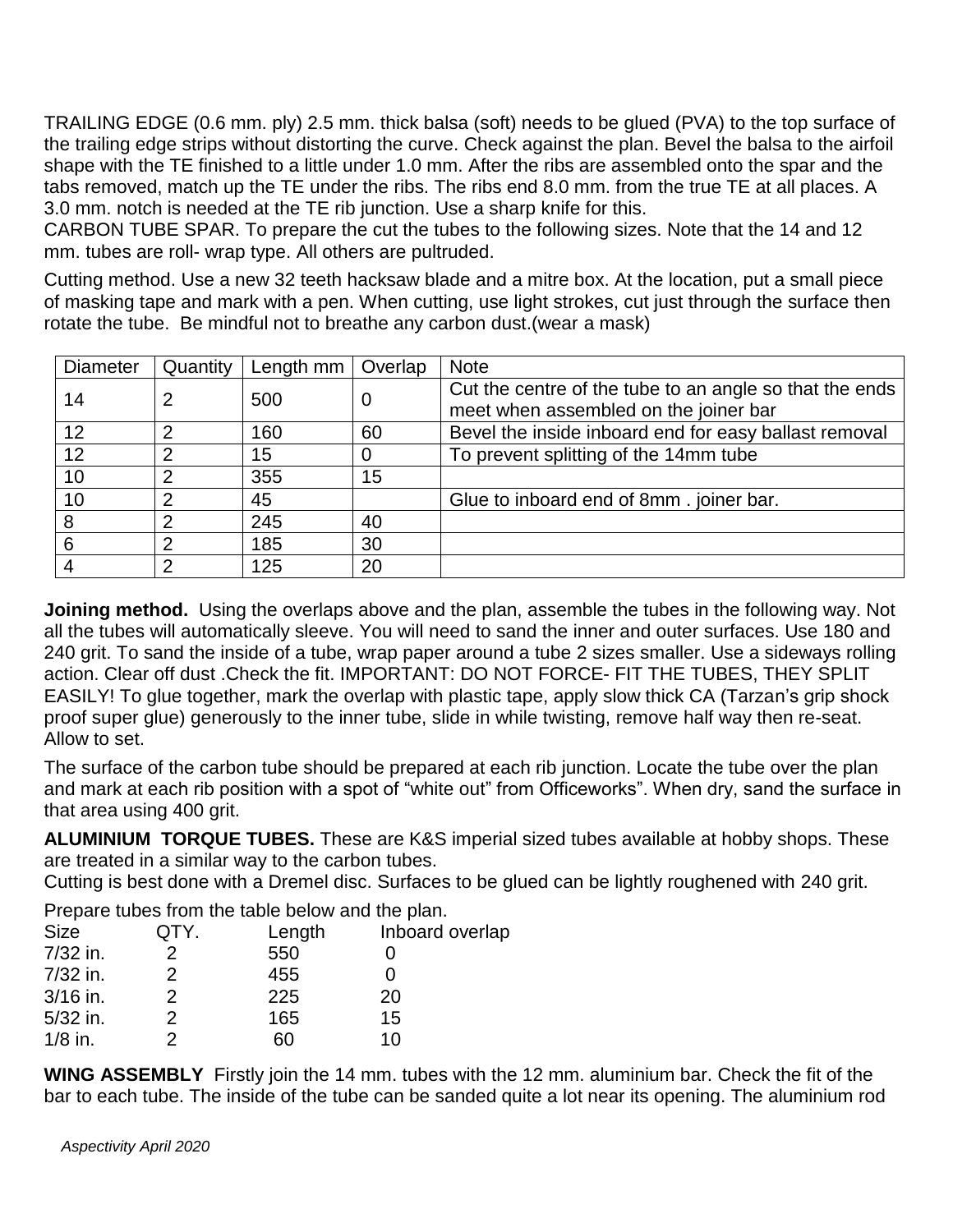TRAILING EDGE (0.6 mm. ply) 2.5 mm. thick balsa (soft) needs to be glued (PVA) to the top surface of the trailing edge strips without distorting the curve. Check against the plan. Bevel the balsa to the airfoil shape with the TE finished to a little under 1.0 mm. After the ribs are assembled onto the spar and the tabs removed, match up the TE under the ribs. The ribs end 8.0 mm. from the true TE at all places. A 3.0 mm. notch is needed at the TE rib junction. Use a sharp knife for this.

CARBON TUBE SPAR. To prepare the cut the tubes to the following sizes. Note that the 14 and 12 mm. tubes are roll- wrap type. All others are pultruded.

Cutting method. Use a new 32 teeth hacksaw blade and a mitre box. At the location, put a small piece of masking tape and mark with a pen. When cutting, use light strokes, cut just through the surface then rotate the tube. Be mindful not to breathe any carbon dust.(wear a mask)

| Diameter | Quantity | Length mm | Overlap | Note |
|---|---|---|---|---|
| 14 | 2 | 500 | 0 | Cut the centre of the tube to an angle so that the ends meet when assembled on the joiner bar |
| 12 | 2 | 160 | 60 | Bevel the inside inboard end for easy ballast removal |
| 12 | 2 | 15 | 0 | To prevent splitting of the 14mm tube |
| 10 | 2 | 355 | 15 | |
| 10 | 2 | 45 | | Glue to inboard end of 8mm . joiner bar. |
| 8 | 2 | 245 | 40 | |
| 6 | 2 | 185 | 30 | |
| 4 | 2 | 125 | 20 | |

**Joining method.** Using the overlaps above and the plan, assemble the tubes in the following way. Not all the tubes will automatically sleeve. You will need to sand the inner and outer surfaces. Use 180 and 240 grit. To sand the inside of a tube, wrap paper around a tube 2 sizes smaller. Use a sideways rolling action. Clear off dust .Check the fit. IMPORTANT: DO NOT FORCE- FIT THE TUBES, THEY SPLIT EASILY! To glue together, mark the overlap with plastic tape, apply slow thick CA (Tarzan's grip shock proof super glue) generously to the inner tube, slide in while twisting, remove half way then re-seat. Allow to set.

The surface of the carbon tube should be prepared at each rib junction. Locate the tube over the plan and mark at each rib position with a spot of "white out" from Officeworks". When dry, sand the surface in that area using 400 grit.

**ALUMINIUM TORQUE TUBES.** These are K&S imperial sized tubes available at hobby shops. These are treated in a similar way to the carbon tubes.

Cutting is best done with a Dremel disc. Surfaces to be glued can be lightly roughened with 240 grit.

Prepare tubes from the table below and the plan.

| Size | QTY. | Length | Inboard overlap |
|---|---|---|---|
| 7/32 in. | 2 | 550 | 0 |
| 7/32 in. | 2 | 455 | 0 |
| 3/16 in. | 2 | 225 | 20 |
| 5/32 in. | 2 | 165 | 15 |
| 1/8 in. | 2 | 60 | 10 |

**WING ASSEMBLY** Firstly join the 14 mm. tubes with the 12 mm. aluminium bar. Check the fit of the bar to each tube. The inside of the tube can be sanded quite a lot near its opening. The aluminium rod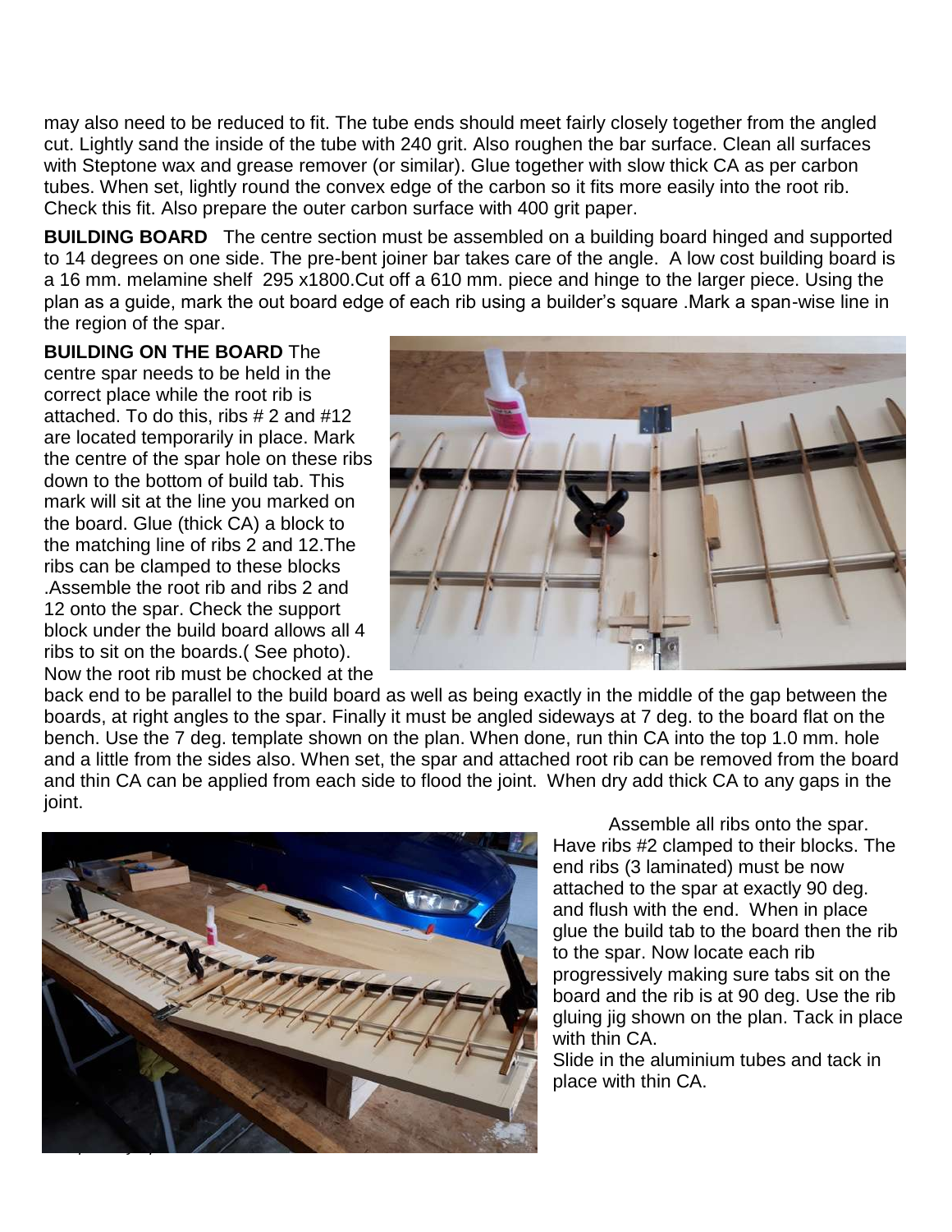may also need to be reduced to fit. The tube ends should meet fairly closely together from the angled cut. Lightly sand the inside of the tube with 240 grit. Also roughen the bar surface. Clean all surfaces with Steptone wax and grease remover (or similar). Glue together with slow thick CA as per carbon tubes. When set, lightly round the convex edge of the carbon so it fits more easily into the root rib. Check this fit. Also prepare the outer carbon surface with 400 grit paper.

**BUILDING BOARD** The centre section must be assembled on a building board hinged and supported to 14 degrees on one side. The pre-bent joiner bar takes care of the angle. A low cost building board is a 16 mm. melamine shelf 295 x1800.Cut off a 610 mm. piece and hinge to the larger piece. Using the plan as a guide, mark the out board edge of each rib using a builder's square .Mark a span-wise line in the region of the spar.

**BUILDING ON THE BOARD** The centre spar needs to be held in the correct place while the root rib is attached. To do this, ribs # 2 and #12 are located temporarily in place. Mark the centre of the spar hole on these ribs down to the bottom of build tab. This mark will sit at the line you marked on the board. Glue (thick CA) a block to the matching line of ribs 2 and 12.The ribs can be clamped to these blocks .Assemble the root rib and ribs 2 and 12 onto the spar. Check the support block under the build board allows all 4 ribs to sit on the boards.( See photo). Now the root rib must be chocked at the back end to be parallel to the build board as well as being exactly in the middle of the gap between the boards, at right angles to the spar. Finally it must be angled sideways at 7 deg. to the board flat on the bench. Use the 7 deg. template shown on the plan. When done, run thin CA into the top 1.0 mm. hole and a little from the sides also. When set, the spar and attached root rib can be removed from the board and thin CA can be applied from each side to flood the joint. When dry add thick CA to any gaps in the joint.

Assemble all ribs onto the spar. Have ribs #2 clamped to their blocks. The end ribs (3 laminated) must be now attached to the spar at exactly 90 deg. and flush with the end. When in place glue the build tab to the board then the rib to the spar. Now locate each rib progressively making sure tabs sit on the board and the rib is at 90 deg. Use the rib gluing jig shown on the plan. Tack in place with thin CA.

Slide in the aluminium tubes and tack in place with thin CA.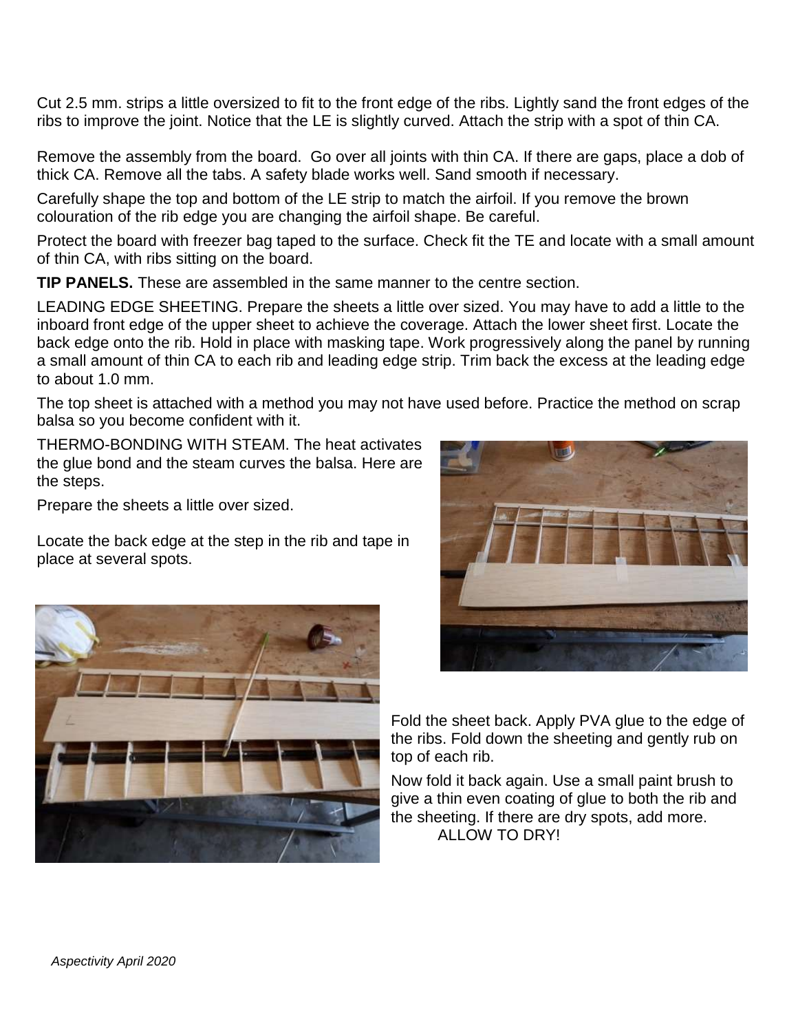Cut 2.5 mm. strips a little oversized to fit to the front edge of the ribs. Lightly sand the front edges of the ribs to improve the joint. Notice that the LE is slightly curved. Attach the strip with a spot of thin CA.

Remove the assembly from the board. Go over all joints with thin CA. If there are gaps, place a dob of thick CA. Remove all the tabs. A safety blade works well. Sand smooth if necessary.

Carefully shape the top and bottom of the LE strip to match the airfoil. If you remove the brown colouration of the rib edge you are changing the airfoil shape. Be careful.

Protect the board with freezer bag taped to the surface. Check fit the TE and locate with a small amount of thin CA, with ribs sitting on the board.

**TIP PANELS.** These are assembled in the same manner to the centre section.

LEADING EDGE SHEETING. Prepare the sheets a little over sized. You may have to add a little to the inboard front edge of the upper sheet to achieve the coverage. Attach the lower sheet first. Locate the back edge onto the rib. Hold in place with masking tape. Work progressively along the panel by running a small amount of thin CA to each rib and leading edge strip. Trim back the excess at the leading edge to about 1.0 mm.

The top sheet is attached with a method you may not have used before. Practice the method on scrap balsa so you become confident with it.

THERMO-BONDING WITH STEAM. The heat activates the glue bond and the steam curves the balsa. Here are the steps.

Prepare the sheets a little over sized.

Locate the back edge at the step in the rib and tape in place at several spots.

Fold the sheet back. Apply PVA glue to the edge of the ribs. Fold down the sheeting and gently rub on top of each rib.

Now fold it back again. Use a small paint brush to give a thin even coating of glue to both the rib and the sheeting. If there are dry spots, add more.
ALLOW TO DRY!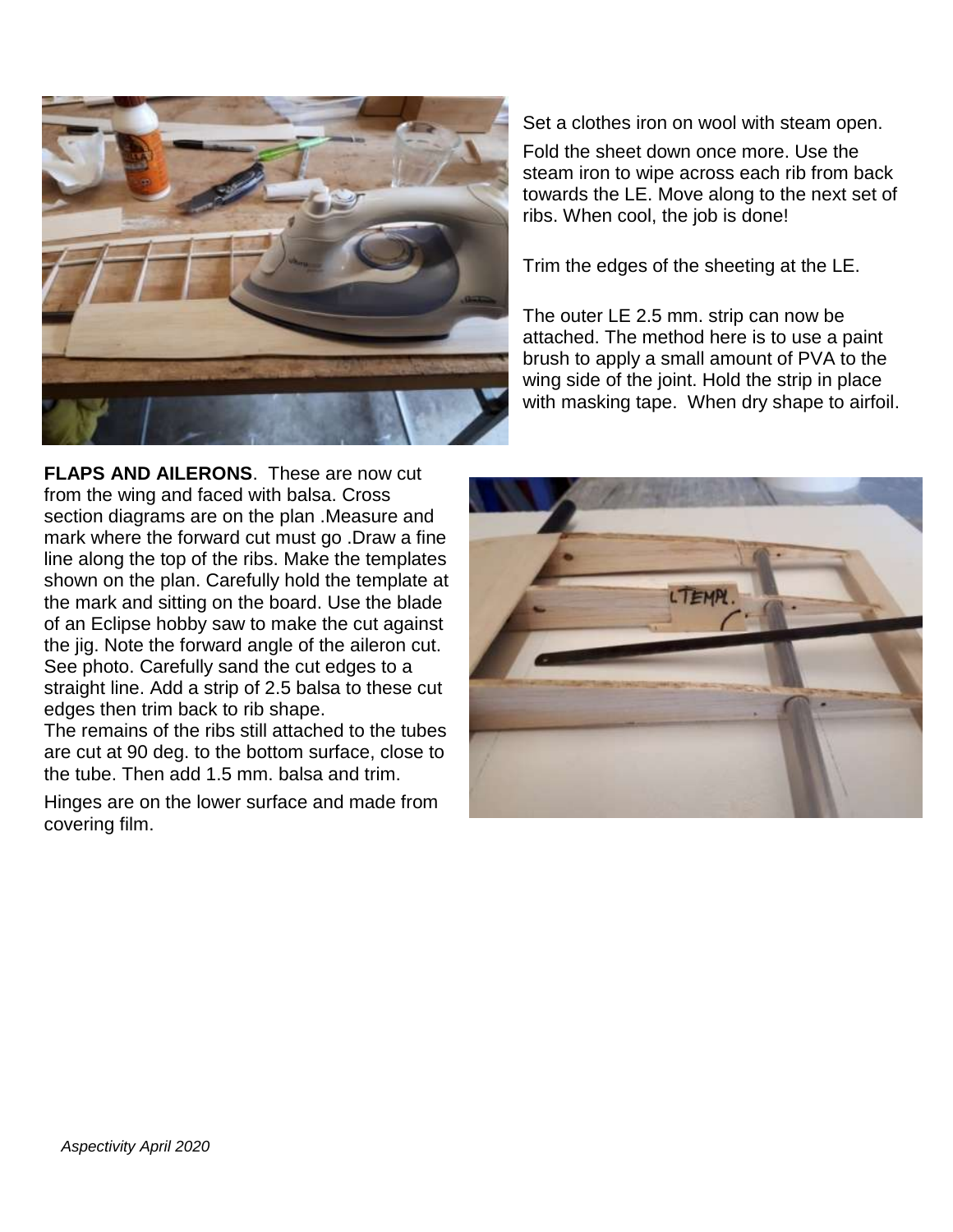Set a clothes iron on wool with steam open.

Fold the sheet down once more. Use the steam iron to wipe across each rib from back towards the LE. Move along to the next set of ribs. When cool, the job is done!

Trim the edges of the sheeting at the LE.

The outer LE 2.5 mm. strip can now be attached. The method here is to use a paint brush to apply a small amount of PVA to the wing side of the joint. Hold the strip in place with masking tape. When dry shape to airfoil.

**FLAPS AND AILERONS**. These are now cut from the wing and faced with balsa. Cross section diagrams are on the plan .Measure and mark where the forward cut must go .Draw a fine line along the top of the ribs. Make the templates shown on the plan. Carefully hold the template at the mark and sitting on the board. Use the blade of an Eclipse hobby saw to make the cut against the jig. Note the forward angle of the aileron cut. See photo. Carefully sand the cut edges to a straight line. Add a strip of 2.5 balsa to these cut edges then trim back to rib shape.
The remains of the ribs still attached to the tubes are cut at 90 deg. to the bottom surface, close to the tube. Then add 1.5 mm. balsa and trim.

Hinges are on the lower surface and made from covering film.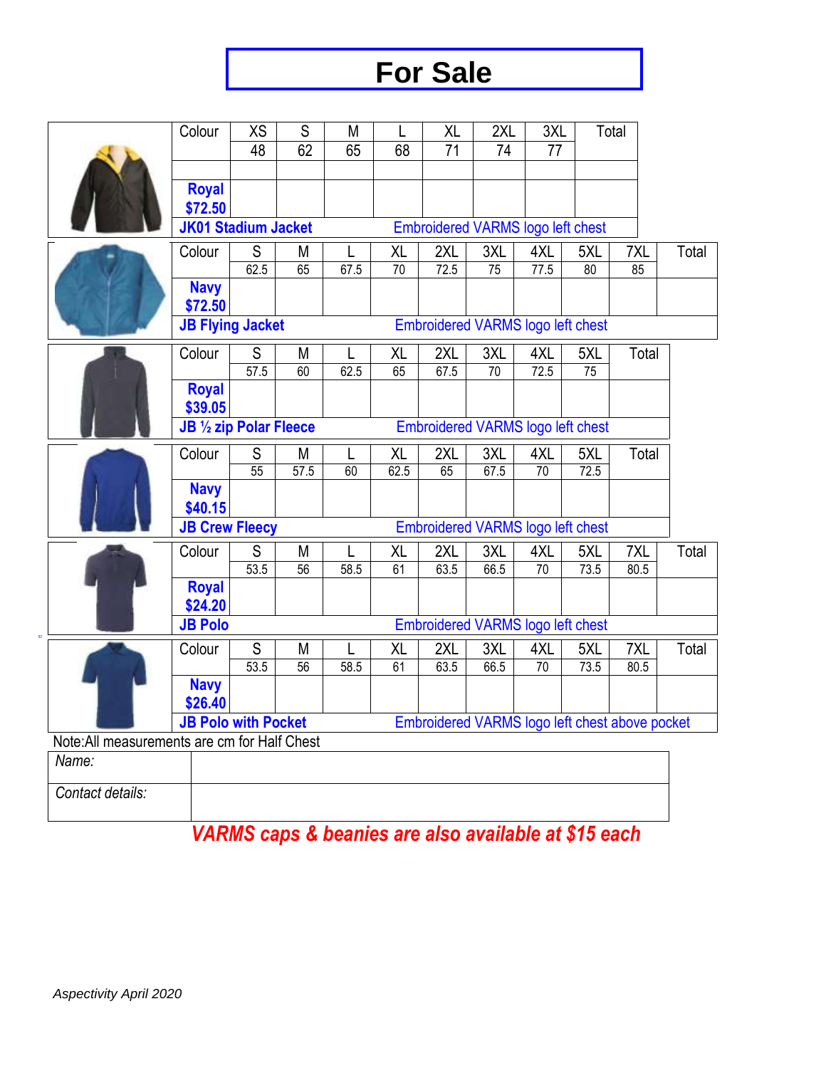# For Sale

| Colour | XS | S | M | L | XL | 2XL | 3XL | Total |
|---|---|---|---|---|---|---|---|---|
| | 48 | 62 | 65 | 68 | 71 | 74 | 77 | |
| | | | | | | | | |
| **Royal $72.50** | | | | | | | | |
| **JK01 Stadium Jacket** | | | Embroidered VARMS logo left chest | | | | | |

| Colour | S | M | L | XL | 2XL | 3XL | 4XL | 5XL | 7XL | Total |
|---|---|---|---|---|---|---|---|---|---|---|
| | 62.5 | 65 | 67.5 | 70 | 72.5 | 75 | 77.5 | 80 | 85 | |
| **Navy $72.50** | | | | | | | | | | |
| **JB Flying Jacket** | | | Embroidered VARMS logo left chest | | | | | | | |

| Colour | S | M | L | XL | 2XL | 3XL | 4XL | 5XL | Total |
|---|---|---|---|---|---|---|---|---|---|
| | 57.5 | 60 | 62.5 | 65 | 67.5 | 70 | 72.5 | 75 | |
| **Royal $39.05** | | | | | | | | | |
| **JB ½ zip Polar Fleece** | | | Embroidered VARMS logo left chest | | | | | | |

| Colour | S | M | L | XL | 2XL | 3XL | 4XL | 5XL | Total |
|---|---|---|---|---|---|---|---|---|---|
| | 55 | 57.5 | 60 | 62.5 | 65 | 67.5 | 70 | 72.5 | |
| **Navy $40.15** | | | | | | | | | |
| **JB Crew Fleecy** | | | Embroidered VARMS logo left chest | | | | | | |

| Colour | S | M | L | XL | 2XL | 3XL | 4XL | 5XL | 7XL | Total |
|---|---|---|---|---|---|---|---|---|---|---|
| | 53.5 | 56 | 58.5 | 61 | 63.5 | 66.5 | 70 | 73.5 | 80.5 | |
| **Royal $24.20** | | | | | | | | | | |
| **JB Polo** | | | Embroidered VARMS logo left chest | | | | | | | |

| Colour | S | M | L | XL | 2XL | 3XL | 4XL | 5XL | 7XL | Total |
|---|---|---|---|---|---|---|---|---|---|---|
| | 53.5 | 56 | 58.5 | 61 | 63.5 | 66.5 | 70 | 73.5 | 80.5 | |
| **Navy $26.40** | | | | | | | | | | |
| **JB Polo with Pocket** | | | Embroidered VARMS logo left chest above pocket | | | | | | | |

Note:All measurements are cm for Half Chest

| *Name:* | |
|---|---|
| *Contact details:* | |

***VARMS caps & beanies are also available at $15 each***

*Aspectivity April 2020*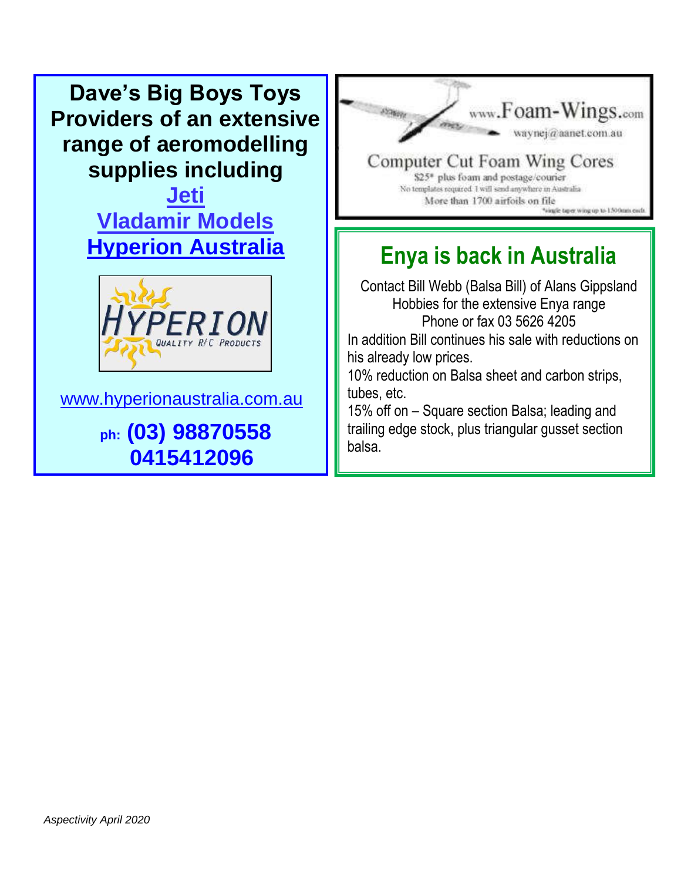## Dave's Big Boys Toys

**Providers of an extensive range of aeromodelling supplies including**

**Jeti**

**Vladamir Models**

**Hyperion Australia**

HYPERION QUALITY R/C PRODUCTS

www.hyperionaustralia.com.au

**ph: (03) 98870558**
**0415412096**

www.Foam-Wings.com

waynej@aanet.com.au

Computer Cut Foam Wing Cores

$25* plus foam and postage/courier

No templates required. I will send anywhere in Australia

More than 1700 airfoils on file

*single taper wing up to 1500mm each

## Enya is back in Australia

Contact Bill Webb (Balsa Bill) of Alans Gippsland Hobbies for the extensive Enya range

Phone or fax 03 5626 4205

In addition Bill continues his sale with reductions on his already low prices.

10% reduction on Balsa sheet and carbon strips, tubes, etc.

15% off on – Square section Balsa; leading and trailing edge stock, plus triangular gusset section balsa.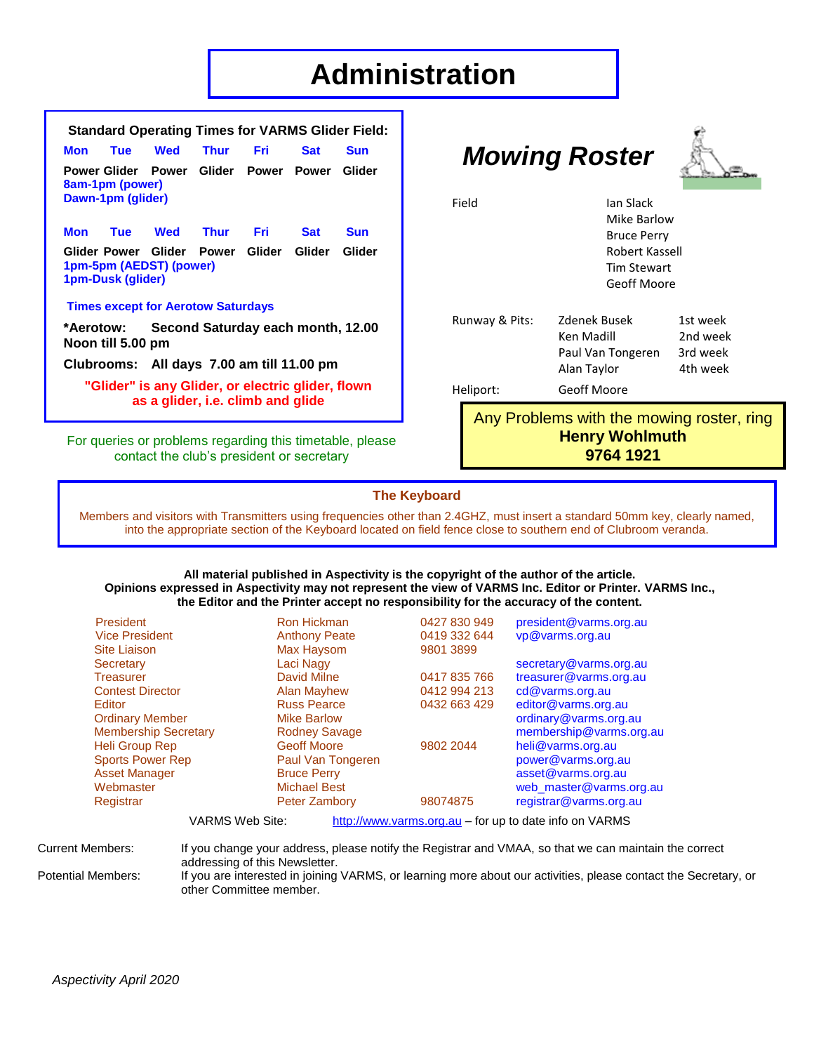# Administration

**Standard Operating Times for VARMS Glider Field:**

| Mon | Tue | Wed | Thur | Fri | Sat | Sun |
|---|---|---|---|---|---|---|
| Power | Glider | Power | Glider | Power | Power | Glider |

**8am-1pm (power)**
**Dawn-1pm (glider)**

| Mon | Tue | Wed | Thur | Fri | Sat | Sun |
|---|---|---|---|---|---|---|
| Glider | Power | Glider | Power | Glider | Glider | Glider |

**1pm-5pm (AEDST) (power)**
**1pm-Dusk (glider)**

**Times except for Aerotow Saturdays**

**\*Aerotow: Second Saturday each month, 12.00 Noon till 5.00 pm**

**Clubrooms: All days 7.00 am till 11.00 pm**

**"Glider" is any Glider, or electric glider, flown as a glider, i.e. climb and glide**

For queries or problems regarding this timetable, please contact the club's president or secretary

## *Mowing Roster*

| | | |
|---|---|---|
| Field | Ian Slack | |
| | Mike Barlow | |
| | Bruce Perry | |
| | Robert Kassell | |
| | Tim Stewart | |
| | Geoff Moore | |
| Runway & Pits: | Zdenek Busek | 1st week |
| | Ken Madill | 2nd week |
| | Paul Van Tongeren | 3rd week |
| | Alan Taylor | 4th week |
| Heliport: | Geoff Moore | |

Any Problems with the mowing roster, ring **Henry Wohlmuth** **9764 1921**

**The Keyboard**

Members and visitors with Transmitters using frequencies other than 2.4GHZ, must insert a standard 50mm key, clearly named, into the appropriate section of the Keyboard located on field fence close to southern end of Clubroom veranda.

**All material published in Aspectivity is the copyright of the author of the article. Opinions expressed in Aspectivity may not represent the view of VARMS Inc. Editor or Printer. VARMS Inc., the Editor and the Printer accept no responsibility for the accuracy of the content.**

| | | | |
|---|---|---|---|
| President | Ron Hickman | 0427 830 949 | president@varms.org.au |
| Vice President | Anthony Peate | 0419 332 644 | vp@varms.org.au |
| Site Liaison | Max Haysom | 9801 3899 | |
| Secretary | Laci Nagy | | secretary@varms.org.au |
| Treasurer | David Milne | 0417 835 766 | treasurer@varms.org.au |
| Contest Director | Alan Mayhew | 0412 994 213 | cd@varms.org.au |
| Editor | Russ Pearce | 0432 663 429 | editor@varms.org.au |
| Ordinary Member | Mike Barlow | | ordinary@varms.org.au |
| Membership Secretary | Rodney Savage | | membership@varms.org.au |
| Heli Group Rep | Geoff Moore | 9802 2044 | heli@varms.org.au |
| Sports Power Rep | Paul Van Tongeren | | power@varms.org.au |
| Asset Manager | Bruce Perry | | asset@varms.org.au |
| Webmaster | Michael Best | | web_master@varms.org.au |
| Registrar | Peter Zambory | 98074875 | registrar@varms.org.au |

VARMS Web Site: http://www.varms.org.au – for up to date info on VARMS

Current Members: If you change your address, please notify the Registrar and VMAA, so that we can maintain the correct addressing of this Newsletter.

Potential Members: If you are interested in joining VARMS, or learning more about our activities, please contact the Secretary, or other Committee member.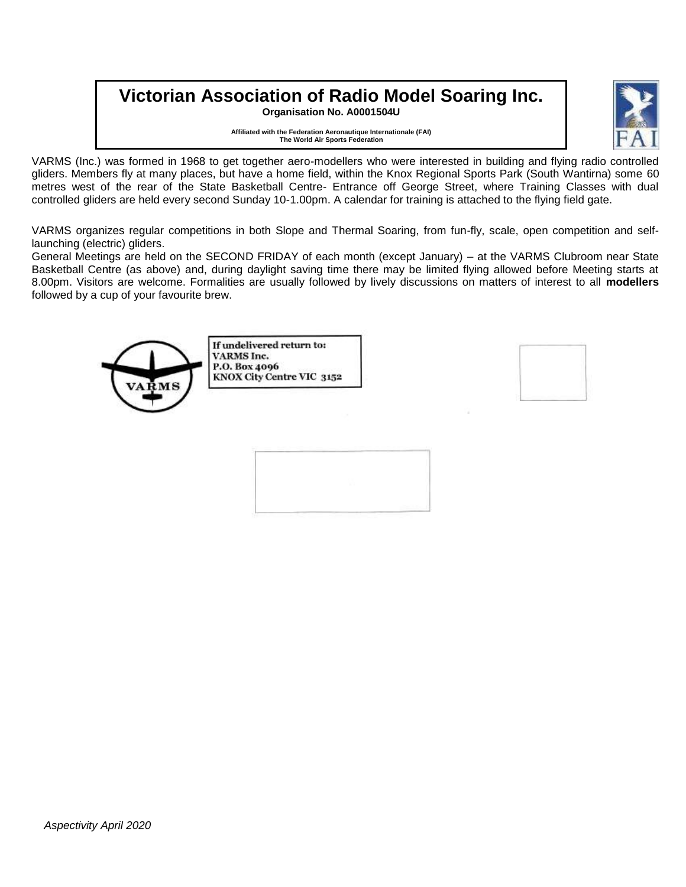# Victorian Association of Radio Model Soaring Inc.

**Organisation No. A0001504U**

**Affiliated with the Federation Aeronautique Internationale (FAI)**
**The World Air Sports Federation**

VARMS (Inc.) was formed in 1968 to get together aero-modellers who were interested in building and flying radio controlled gliders. Members fly at many places, but have a home field, within the Knox Regional Sports Park (South Wantirna) some 60 metres west of the rear of the State Basketball Centre- Entrance off George Street, where Training Classes with dual controlled gliders are held every second Sunday 10-1.00pm. A calendar for training is attached to the flying field gate.

VARMS organizes regular competitions in both Slope and Thermal Soaring, from fun-fly, scale, open competition and self-launching (electric) gliders.

General Meetings are held on the SECOND FRIDAY of each month (except January) – at the VARMS Clubroom near State Basketball Centre (as above) and, during daylight saving time there may be limited flying allowed before Meeting starts at 8.00pm. Visitors are welcome. Formalities are usually followed by lively discussions on matters of interest to all **modellers** followed by a cup of your favourite brew.

VARMS

**If undelivered return to:**
**VARMS Inc.**
**P.O. Box 4096**
**KNOX City Centre VIC 3152**

*Aspectivity April 2020*